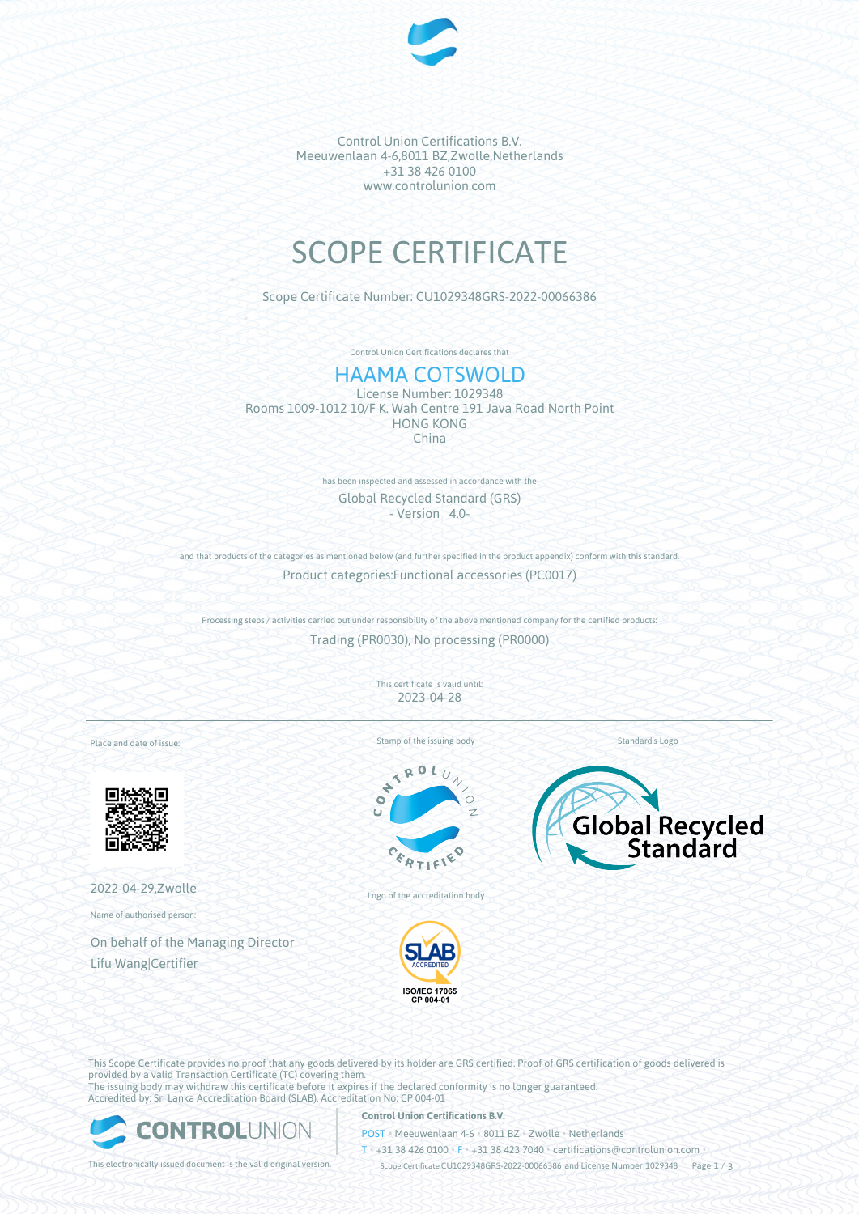Control Union Certifications B.V.
Meeuwenlaan 4-6,8011 BZ,Zwolle,Netherlands
+31 38 426 0100
www.controlunion.com

# SCOPE CERTIFICATE

Scope Certificate Number: CU1029348GRS-2022-00066386

Control Union Certifications declares that

## HAAMA COTSWOLD

License Number: 1029348
Rooms 1009-1012 10/F K. Wah Centre 191 Java Road North Point
HONG KONG
China

has been inspected and assessed in accordance with the

Global Recycled Standard (GRS)
\- Version 4.0-

and that products of the categories as mentioned below (and further specified in the product appendix) conform with this standard.

Product categories:Functional accessories (PC0017)

Processing steps / activities carried out under responsibility of the above mentioned company for the certified products:

Trading (PR0030), No processing (PR0000)

This certificate is valid until:
2023-04-28

Place and date of issue:

2022-04-29,Zwolle

Name of authorised person:

On behalf of the Managing Director
Lifu Wang|Certifier

Stamp of the issuing body

Logo of the accreditation body

ISO/IEC 17065
CP 004-01

Standard's Logo

This Scope Certificate provides no proof that any goods delivered by its holder are GRS certified. Proof of GRS certification of goods delivered is provided by a valid Transaction Certificate (TC) covering them.
The issuing body may withdraw this certificate before it expires if the declared conformity is no longer guaranteed.
Accredited by: Sri Lanka Accreditation Board (SLAB), Accreditation No: CP 004-01

This electronically issued document is the valid original version.

**Control Union Certifications B.V.**
POST • Meeuwenlaan 4-6 • 8011 BZ • Zwolle • Netherlands
T • +31 38 426 0100 • F • +31 38 423 7040 • certifications@controlunion.com •
Scope Certificate CU1029348GRS-2022-00066386 and License Number 1029348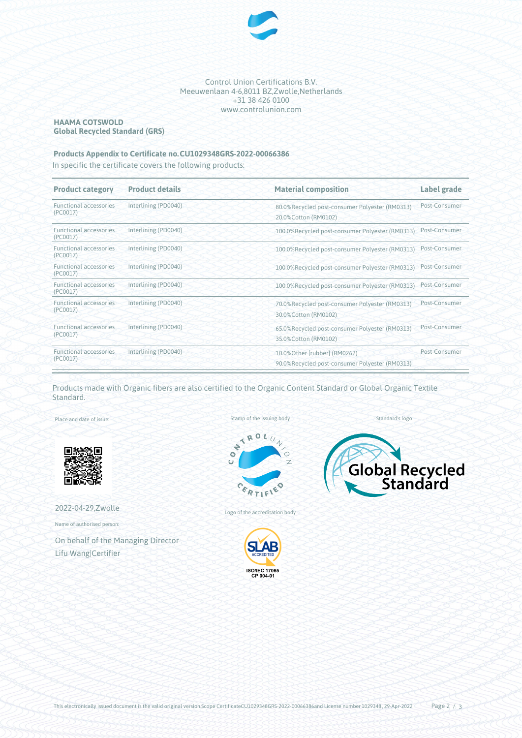Control Union Certifications B.V.
Meeuwenlaan 4-6,8011 BZ,Zwolle,Netherlands
+31 38 426 0100
www.controlunion.com

**HAAMA COTSWOLD**
**Global Recycled Standard (GRS)**

**Products Appendix to Certificate no.CU1029348GRS-2022-00066386**

In specific the certificate covers the following products:

| Product category | Product details | Material composition | Label grade |
|---|---|---|---|
| Functional accessories (PC0017) | Interlining (PD0040) | 80.0%Recycled post-consumer Polyester (RM0313)<br>20.0%Cotton (RM0102) | Post-Consumer |
| Functional accessories (PC0017) | Interlining (PD0040) | 100.0%Recycled post-consumer Polyester (RM0313) | Post-Consumer |
| Functional accessories (PC0017) | Interlining (PD0040) | 100.0%Recycled post-consumer Polyester (RM0313) | Post-Consumer |
| Functional accessories (PC0017) | Interlining (PD0040) | 100.0%Recycled post-consumer Polyester (RM0313) | Post-Consumer |
| Functional accessories (PC0017) | Interlining (PD0040) | 100.0%Recycled post-consumer Polyester (RM0313) | Post-Consumer |
| Functional accessories (PC0017) | Interlining (PD0040) | 70.0%Recycled post-consumer Polyester (RM0313)<br>30.0%Cotton (RM0102) | Post-Consumer |
| Functional accessories (PC0017) | Interlining (PD0040) | 65.0%Recycled post-consumer Polyester (RM0313)<br>35.0%Cotton (RM0102) | Post-Consumer |
| Functional accessories (PC0017) | Interlining (PD0040) | 10.0%Other [rubber] (RM0262)<br>90.0%Recycled post-consumer Polyester (RM0313) | Post-Consumer |

Products made with Organic fibers are also certified to the Organic Content Standard or Global Organic Textile Standard.

Place and date of issue:

2022-04-29,Zwolle

Name of authorised person:

On behalf of the Managing Director
Lifu Wang|Certifier

Stamp of the issuing body

Logo of the accreditation body

Standard's logo

This electronically issued document is the valid original version.Scope CertificateCU1029348GRS-2022-00066386and License number 1029348, 29-Apr-2022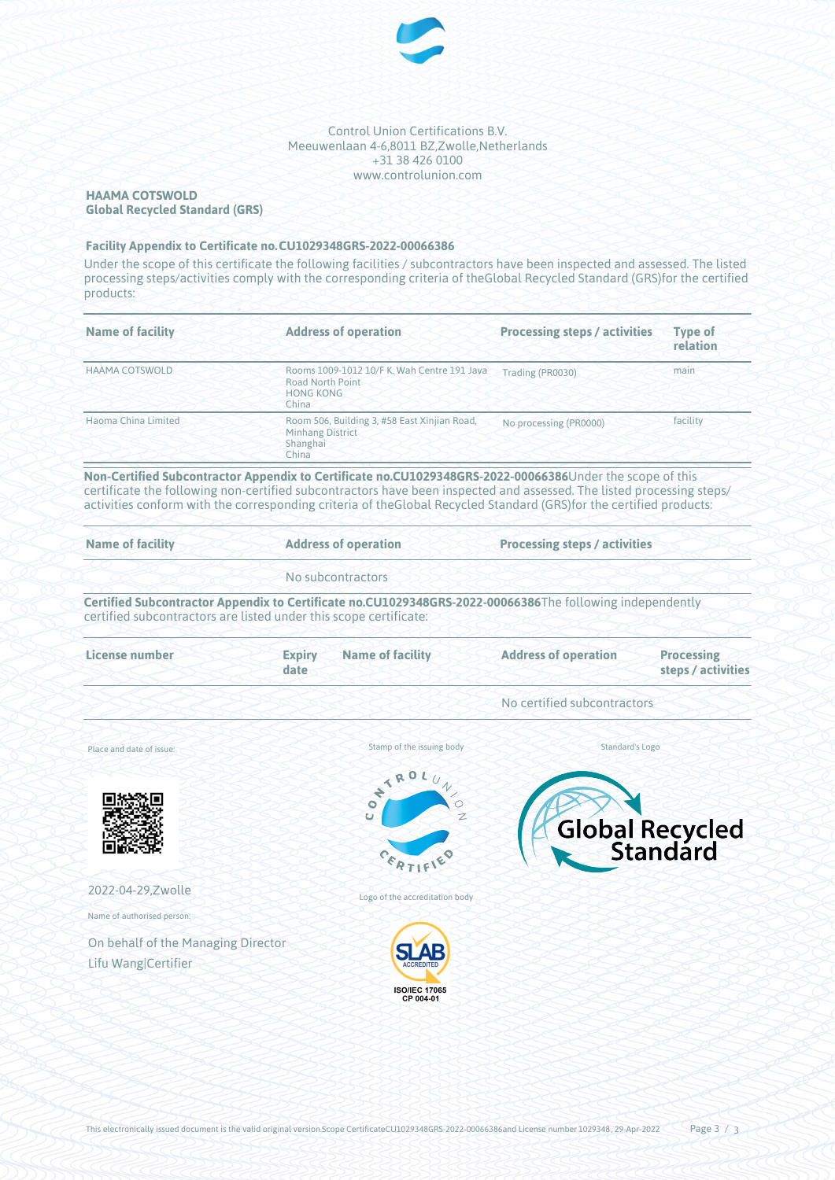Control Union Certifications B.V.
Meeuwenlaan 4-6,8011 BZ,Zwolle,Netherlands
+31 38 426 0100
www.controlunion.com

**HAAMA COTSWOLD**
**Global Recycled Standard (GRS)**

**Facility Appendix to Certificate no. CU1029348GRS-2022-00066386**

Under the scope of this certificate the following facilities / subcontractors have been inspected and assessed. The listed processing steps/activities comply with the corresponding criteria of theGlobal Recycled Standard (GRS)for the certified products:

| Name of facility | Address of operation | Processing steps / activities | Type of relation |
|---|---|---|---|
| HAAMA COTSWOLD | Rooms 1009-1012 10/F K. Wah Centre 191 Java Road North Point HONG KONG China | Trading (PR0030) | main |
| Haoma China Limited | Room 506, Building 3, #58 East Xinjian Road, Minhang District Shanghai China | No processing (PR0000) | facility |

**Non-Certified Subcontractor Appendix to Certificate no.CU1029348GRS-2022-00066386**Under the scope of this certificate the following non-certified subcontractors have been inspected and assessed. The listed processing steps/ activities conform with the corresponding criteria of theGlobal Recycled Standard (GRS)for the certified products:

| Name of facility | Address of operation | Processing steps / activities |
|---|---|---|
| | No subcontractors | |

**Certified Subcontractor Appendix to Certificate no.CU1029348GRS-2022-00066386**The following independently certified subcontractors are listed under this scope certificate:

| License number | Expiry date | Name of facility | Address of operation | Processing steps / activities |
|---|---|---|---|---|
| | | | No certified subcontractors | |

Place and date of issue:

2022-04-29,Zwolle

Name of authorised person:

On behalf of the Managing Director
Lifu Wang|Certifier

Stamp of the issuing body

Standard's Logo

Logo of the accreditation body

ISO/IEC 17065
CP 004-01

This electronically issued document is the valid original version.Scope CertificateCU1029348GRS-2022-00066386and License number 1029348, 29-Apr-2022